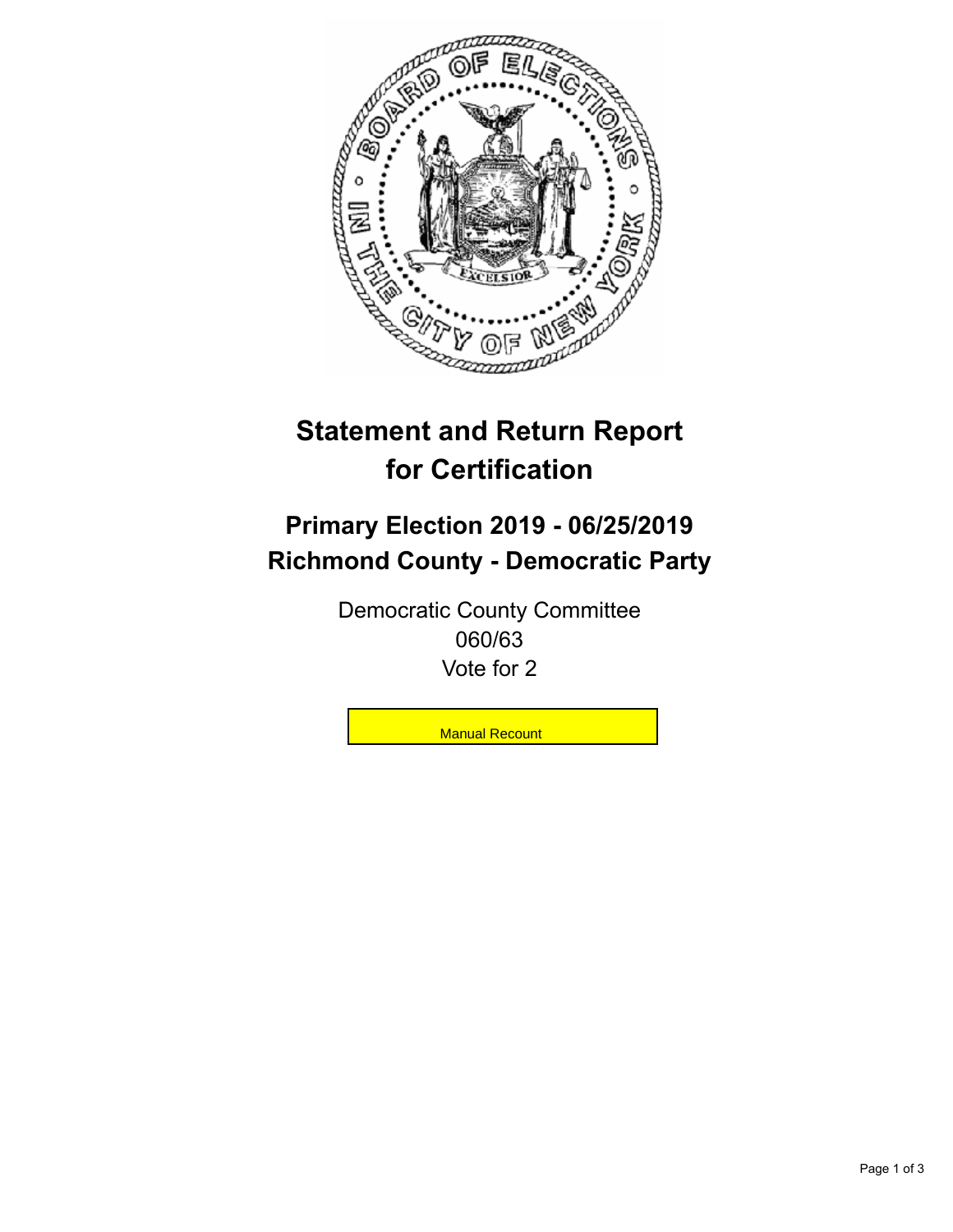# Statement and Return Report for Certification

## Primary Election 2019 - 06/25/2019
## Richmond County - Democratic Party

Democratic County Committee
060/63
Vote for 2

Manual Recount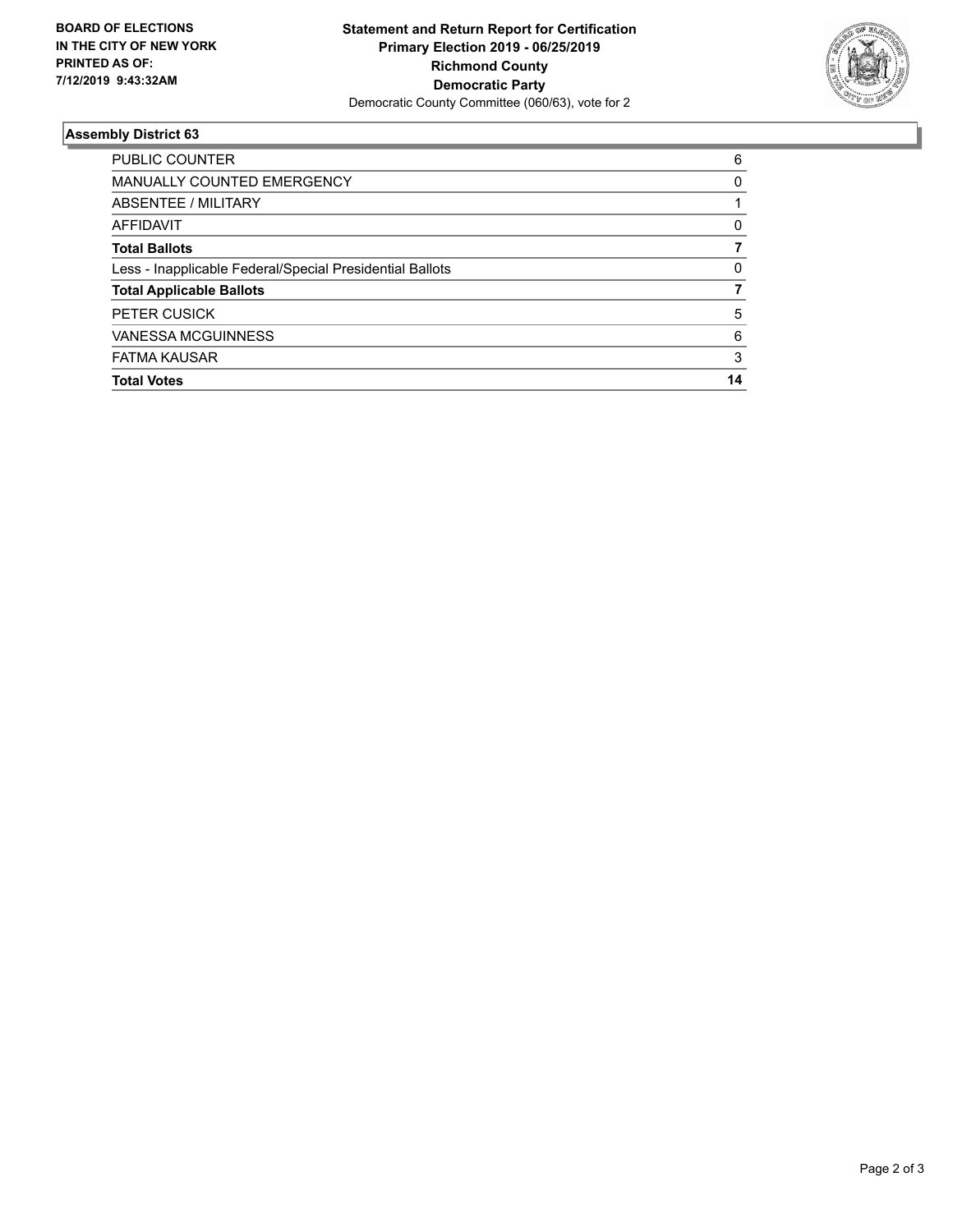**BOARD OF ELECTIONS**
**IN THE CITY OF NEW YORK**
**PRINTED AS OF:**
**7/12/2019 9:43:32AM**

**Statement and Return Report for Certification**
**Primary Election 2019 - 06/25/2019**
**Richmond County**
**Democratic Party**
Democratic County Committee (060/63), vote for 2

### Assembly District 63

| | |
|---|---|
| PUBLIC COUNTER | 6 |
| MANUALLY COUNTED EMERGENCY | 0 |
| ABSENTEE / MILITARY | 1 |
| AFFIDAVIT | 0 |
| **Total Ballots** | **7** |
| Less - Inapplicable Federal/Special Presidential Ballots | 0 |
| **Total Applicable Ballots** | **7** |
| PETER CUSICK | 5 |
| VANESSA MCGUINNESS | 6 |
| FATMA KAUSAR | 3 |
| **Total Votes** | **14** |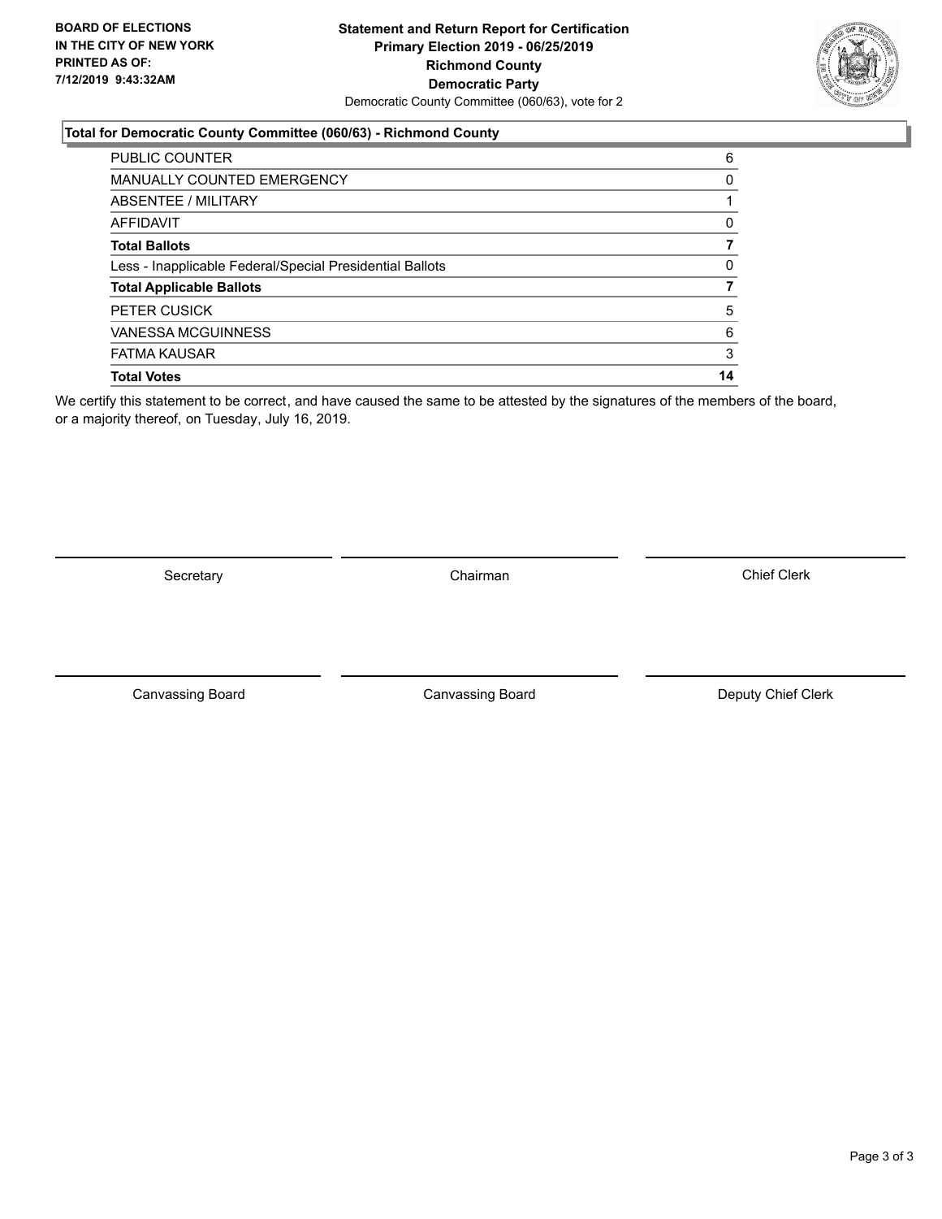**BOARD OF ELECTIONS IN THE CITY OF NEW YORK PRINTED AS OF: 7/12/2019 9:43:32AM**

**Statement and Return Report for Certification**
**Primary Election 2019 - 06/25/2019**
**Richmond County**
**Democratic Party**
Democratic County Committee (060/63), vote for 2

## Total for Democratic County Committee (060/63) - Richmond County

| | |
|---|---|
| PUBLIC COUNTER | 6 |
| MANUALLY COUNTED EMERGENCY | 0 |
| ABSENTEE / MILITARY | 1 |
| AFFIDAVIT | 0 |
| **Total Ballots** | **7** |
| Less - Inapplicable Federal/Special Presidential Ballots | 0 |
| **Total Applicable Ballots** | **7** |
| PETER CUSICK | 5 |
| VANESSA MCGUINNESS | 6 |
| FATMA KAUSAR | 3 |
| **Total Votes** | **14** |

We certify this statement to be correct, and have caused the same to be attested by the signatures of the members of the board, or a majority thereof, on Tuesday, July 16, 2019.

Secretary

Chairman

Chief Clerk

Canvassing Board

Canvassing Board

Deputy Chief Clerk